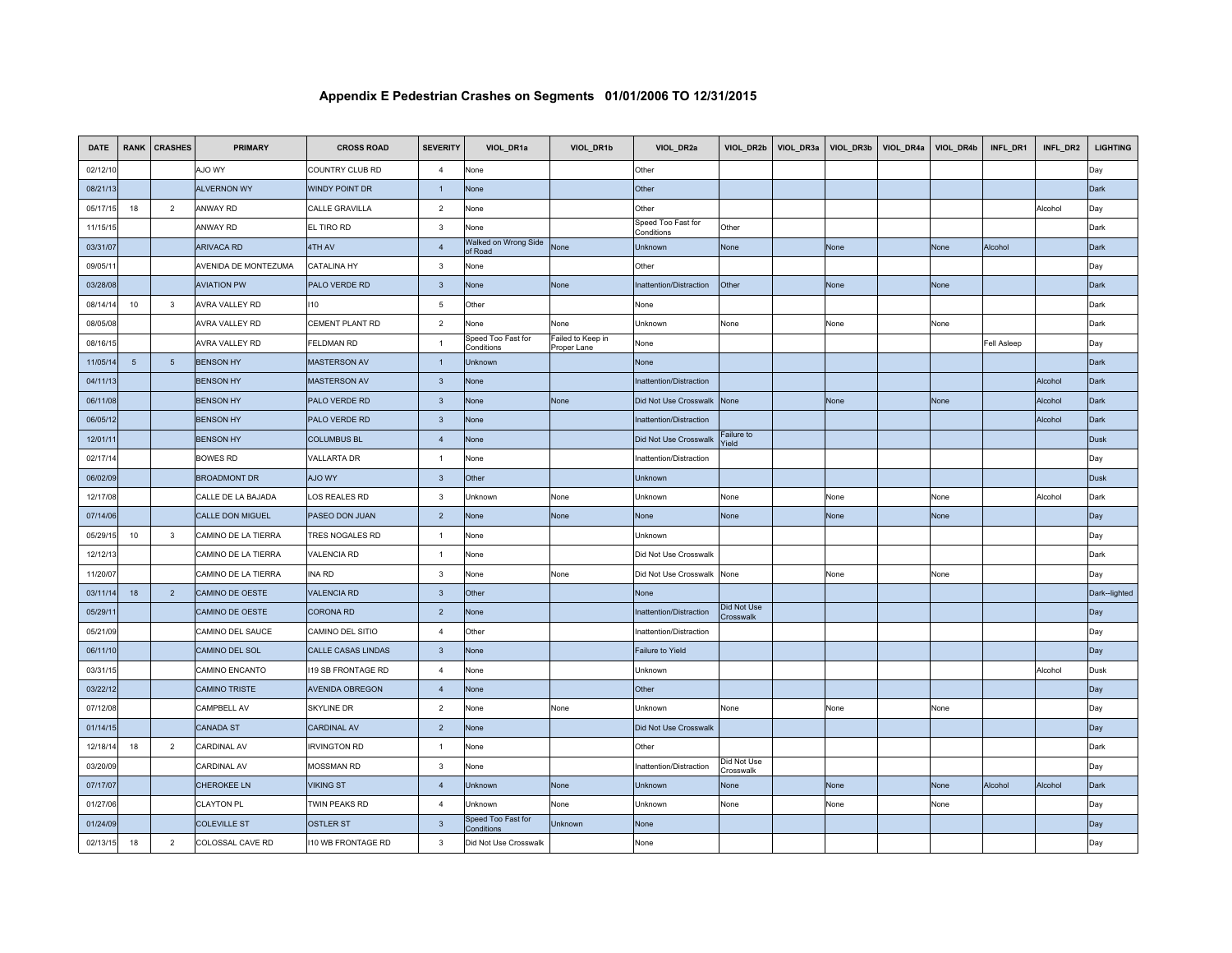# Appendix E Pedestrian Crashes on Segments 01/01/2006 TO 12/31/2015

| DATE | RANK | CRASHES | PRIMARY | CROSS ROAD | SEVERITY | VIOL_DR1a | VIOL_DR1b | VIOL_DR2a | VIOL_DR2b | VIOL_DR3a | VIOL_DR3b | VIOL_DR4a | VIOL_DR4b | INFL_DR1 | INFL_DR2 | LIGHTING |
|---|---|---|---|---|---|---|---|---|---|---|---|---|---|---|---|---|
| 02/12/10 | | | AJO WY | COUNTRY CLUB RD | 4 | None | | Other | | | | | | | | Day |
| 08/21/13 | | | ALVERNON WY | WINDY POINT DR | 1 | None | | Other | | | | | | | | Dark |
| 05/17/15 | 18 | 2 | ANWAY RD | CALLE GRAVILLA | 2 | None | | Other | | | | | | | Alcohol | Day |
| 11/15/15 | | | ANWAY RD | EL TIRO RD | 3 | None | | Speed Too Fast for Conditions | Other | | | | | | | Dark |
| 03/31/07 | | | ARIVACA RD | 4TH AV | 4 | Walked on Wrong Side of Road | None | Unknown | None | | None | | None | Alcohol | | Dark |
| 09/05/11 | | | AVENIDA DE MONTEZUMA | CATALINA HY | 3 | None | | Other | | | | | | | | Day |
| 03/28/08 | | | AVIATION PW | PALO VERDE RD | 3 | None | None | Inattention/Distraction | Other | | None | | None | | | Dark |
| 08/14/14 | 10 | 3 | AVRA VALLEY RD | I10 | 5 | Other | | None | | | | | | | | Dark |
| 08/05/08 | | | AVRA VALLEY RD | CEMENT PLANT RD | 2 | None | None | Unknown | None | | None | | None | | | Dark |
| 08/16/15 | | | AVRA VALLEY RD | FELDMAN RD | 1 | Speed Too Fast for Conditions | Failed to Keep in Proper Lane | None | | | | | | Fell Asleep | | Day |
| 11/05/14 | 5 | 5 | BENSON HY | MASTERSON AV | 1 | Unknown | | None | | | | | | | | Dark |
| 04/11/13 | | | BENSON HY | MASTERSON AV | 3 | None | | Inattention/Distraction | | | | | | | Alcohol | Dark |
| 06/11/08 | | | BENSON HY | PALO VERDE RD | 3 | None | None | Did Not Use Crosswalk | None | | None | | None | | Alcohol | Dark |
| 06/05/12 | | | BENSON HY | PALO VERDE RD | 3 | None | | Inattention/Distraction | | | | | | | Alcohol | Dark |
| 12/01/11 | | | BENSON HY | COLUMBUS BL | 4 | None | | Did Not Use Crosswalk | Failure to Yield | | | | | | | Dusk |
| 02/17/14 | | | BOWES RD | VALLARTA DR | 1 | None | | Inattention/Distraction | | | | | | | | Day |
| 06/02/09 | | | BROADMONT DR | AJO WY | 3 | Other | | Unknown | | | | | | | | Dusk |
| 12/17/08 | | | CALLE DE LA BAJADA | LOS REALES RD | 3 | Unknown | None | Unknown | None | | None | | None | | Alcohol | Dark |
| 07/14/06 | | | CALLE DON MIGUEL | PASEO DON JUAN | 2 | None | None | None | None | | None | | None | | | Day |
| 05/29/15 | 10 | 3 | CAMINO DE LA TIERRA | TRES NOGALES RD | 1 | None | | Unknown | | | | | | | | Day |
| 12/12/13 | | | CAMINO DE LA TIERRA | VALENCIA RD | 1 | None | | Did Not Use Crosswalk | | | | | | | | Dark |
| 11/20/07 | | | CAMINO DE LA TIERRA | INA RD | 3 | None | None | Did Not Use Crosswalk | None | | None | | None | | | Day |
| 03/11/14 | 18 | 2 | CAMINO DE OESTE | VALENCIA RD | 3 | Other | | None | | | | | | | | Dark--lighted |
| 05/29/11 | | | CAMINO DE OESTE | CORONA RD | 2 | None | | Inattention/Distraction | Did Not Use Crosswalk | | | | | | | Day |
| 05/21/09 | | | CAMINO DEL SAUCE | CAMINO DEL SITIO | 4 | Other | | Inattention/Distraction | | | | | | | | Day |
| 06/11/10 | | | CAMINO DEL SOL | CALLE CASAS LINDAS | 3 | None | | Failure to Yield | | | | | | | | Day |
| 03/31/15 | | | CAMINO ENCANTO | I19 SB FRONTAGE RD | 4 | None | | Unknown | | | | | | | Alcohol | Dusk |
| 03/22/12 | | | CAMINO TRISTE | AVENIDA OBREGON | 4 | None | | Other | | | | | | | | Day |
| 07/12/08 | | | CAMPBELL AV | SKYLINE DR | 2 | None | None | Unknown | None | | None | | None | | | Day |
| 01/14/15 | | | CANADA ST | CARDINAL AV | 2 | None | | Did Not Use Crosswalk | | | | | | | | Day |
| 12/18/14 | 18 | 2 | CARDINAL AV | IRVINGTON RD | 1 | None | | Other | | | | | | | | Dark |
| 03/20/09 | | | CARDINAL AV | MOSSMAN RD | 3 | None | | Inattention/Distraction | Did Not Use Crosswalk | | | | | | | Day |
| 07/17/07 | | | CHEROKEE LN | VIKING ST | 4 | Unknown | None | Unknown | None | | None | | None | Alcohol | Alcohol | Dark |
| 01/27/06 | | | CLAYTON PL | TWIN PEAKS RD | 4 | Unknown | None | Unknown | None | | None | | None | | | Day |
| 01/24/09 | | | COLEVILLE ST | OSTLER ST | 3 | Speed Too Fast for Conditions | Unknown | None | | | | | | | | Day |
| 02/13/15 | 18 | 2 | COLOSSAL CAVE RD | I10 WB FRONTAGE RD | 3 | Did Not Use Crosswalk | | None | | | | | | | | Day |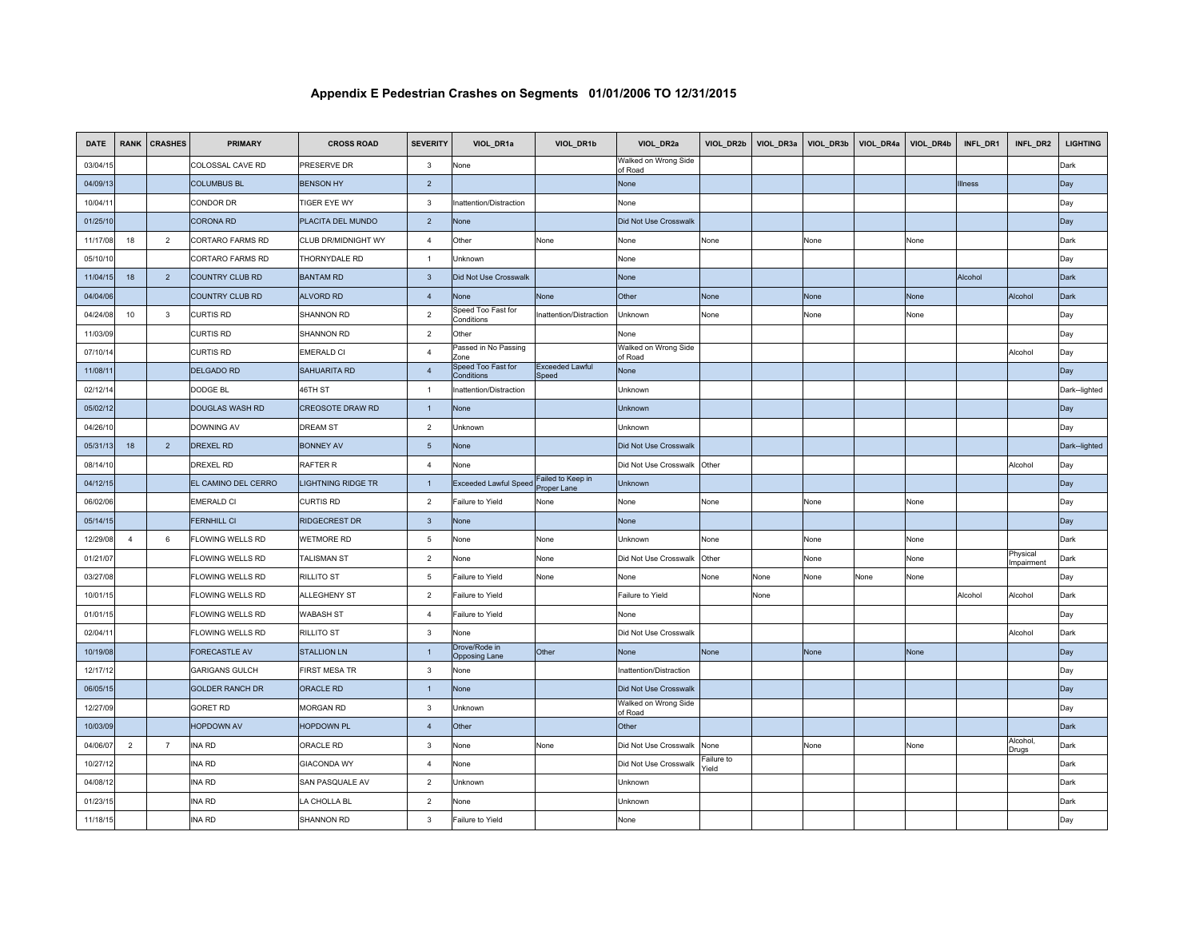## Appendix E Pedestrian Crashes on Segments 01/01/2006 TO 12/31/2015

| DATE | RANK | CRASHES | PRIMARY | CROSS ROAD | SEVERITY | VIOL_DR1a | VIOL_DR1b | VIOL_DR2a | VIOL_DR2b | VIOL_DR3a | VIOL_DR3b | VIOL_DR4a | VIOL_DR4b | INFL_DR1 | INFL_DR2 | LIGHTING |
|---|---|---|---|---|---|---|---|---|---|---|---|---|---|---|---|---|
| 03/04/15 | | | COLOSSAL CAVE RD | PRESERVE DR | 3 | None | | Walked on Wrong Side of Road | | | | | | | | Dark |
| 04/09/13 | | | COLUMBUS BL | BENSON HY | 2 | | | None | | | | | | Illness | | Day |
| 10/04/11 | | | CONDOR DR | TIGER EYE WY | 3 | Inattention/Distraction | | None | | | | | | | | Day |
| 01/25/10 | | | CORONA RD | PLACITA DEL MUNDO | 2 | None | | Did Not Use Crosswalk | | | | | | | | Day |
| 11/17/08 | 18 | 2 | CORTARO FARMS RD | CLUB DR/MIDNIGHT WY | 4 | Other | None | None | None | | None | | None | | | Dark |
| 05/10/10 | | | CORTARO FARMS RD | THORNYDALE RD | 1 | Unknown | | None | | | | | | | | Day |
| 11/04/15 | 18 | 2 | COUNTRY CLUB RD | BANTAM RD | 3 | Did Not Use Crosswalk | | None | | | | | | Alcohol | | Dark |
| 04/04/06 | | | COUNTRY CLUB RD | ALVORD RD | 4 | None | None | Other | None | | None | | None | | Alcohol | Dark |
| 04/24/08 | 10 | 3 | CURTIS RD | SHANNON RD | 2 | Speed Too Fast for Conditions | Inattention/Distraction | Unknown | None | | None | | None | | | Day |
| 11/03/09 | | | CURTIS RD | SHANNON RD | 2 | Other | | None | | | | | | | | Day |
| 07/10/14 | | | CURTIS RD | EMERALD CI | 4 | Passed in No Passing Zone | | Walked on Wrong Side of Road | | | | | | | Alcohol | Day |
| 11/08/11 | | | DELGADO RD | SAHUARITA RD | 4 | Speed Too Fast for Conditions | Exceeded Lawful Speed | None | | | | | | | | Day |
| 02/12/14 | | | DODGE BL | 46TH ST | 1 | Inattention/Distraction | | Unknown | | | | | | | | Dark--lighted |
| 05/02/12 | | | DOUGLAS WASH RD | CREOSOTE DRAW RD | 1 | None | | Unknown | | | | | | | | Day |
| 04/26/10 | | | DOWNING AV | DREAM ST | 2 | Unknown | | Unknown | | | | | | | | Day |
| 05/31/13 | 18 | 2 | DREXEL RD | BONNEY AV | 5 | None | | Did Not Use Crosswalk | | | | | | | | Dark--lighted |
| 08/14/10 | | | DREXEL RD | RAFTER R | 4 | None | | Did Not Use Crosswalk | Other | | | | | | Alcohol | Day |
| 04/12/15 | | | EL CAMINO DEL CERRO | LIGHTNING RIDGE TR | 1 | Exceeded Lawful Speed | Failed to Keep in Proper Lane | Unknown | | | | | | | | Day |
| 06/02/06 | | | EMERALD CI | CURTIS RD | 2 | Failure to Yield | None | None | None | | None | | None | | | Day |
| 05/14/15 | | | FERNHILL CI | RIDGECREST DR | 3 | None | | None | | | | | | | | Day |
| 12/29/08 | 4 | 6 | FLOWING WELLS RD | WETMORE RD | 5 | None | None | Unknown | None | | None | | None | | | Dark |
| 01/21/07 | | | FLOWING WELLS RD | TALISMAN ST | 2 | None | None | Did Not Use Crosswalk | Other | | None | | None | | Physical Impairment | Dark |
| 03/27/08 | | | FLOWING WELLS RD | RILLITO ST | 5 | Failure to Yield | None | None | None | None | None | None | None | | | Day |
| 10/01/15 | | | FLOWING WELLS RD | ALLEGHENY ST | 2 | Failure to Yield | | Failure to Yield | | None | | | | Alcohol | Alcohol | Dark |
| 01/01/15 | | | FLOWING WELLS RD | WABASH ST | 4 | Failure to Yield | | None | | | | | | | | Day |
| 02/04/11 | | | FLOWING WELLS RD | RILLITO ST | 3 | None | | Did Not Use Crosswalk | | | | | | | Alcohol | Dark |
| 10/19/08 | | | FORECASTLE AV | STALLION LN | 1 | Drove/Rode in Opposing Lane | Other | None | None | | None | | None | | | Day |
| 12/17/12 | | | GARIGANS GULCH | FIRST MESA TR | 3 | None | | Inattention/Distraction | | | | | | | | Day |
| 06/05/15 | | | GOLDER RANCH DR | ORACLE RD | 1 | None | | Did Not Use Crosswalk | | | | | | | | Day |
| 12/27/09 | | | GORET RD | MORGAN RD | 3 | Unknown | | Walked on Wrong Side of Road | | | | | | | | Day |
| 10/03/09 | | | HOPDOWN AV | HOPDOWN PL | 4 | Other | | Other | | | | | | | | Dark |
| 04/06/07 | 2 | 7 | INA RD | ORACLE RD | 3 | None | None | Did Not Use Crosswalk | None | | None | | None | | Alcohol, Drugs | Dark |
| 10/27/12 | | | INA RD | GIACONDA WY | 4 | None | | Did Not Use Crosswalk | Failure to Yield | | | | | | | Dark |
| 04/08/12 | | | INA RD | SAN PASQUALE AV | 2 | Unknown | | Unknown | | | | | | | | Dark |
| 01/23/15 | | | INA RD | LA CHOLLA BL | 2 | None | | Unknown | | | | | | | | Dark |
| 11/18/15 | | | INA RD | SHANNON RD | 3 | Failure to Yield | | None | | | | | | | | Day |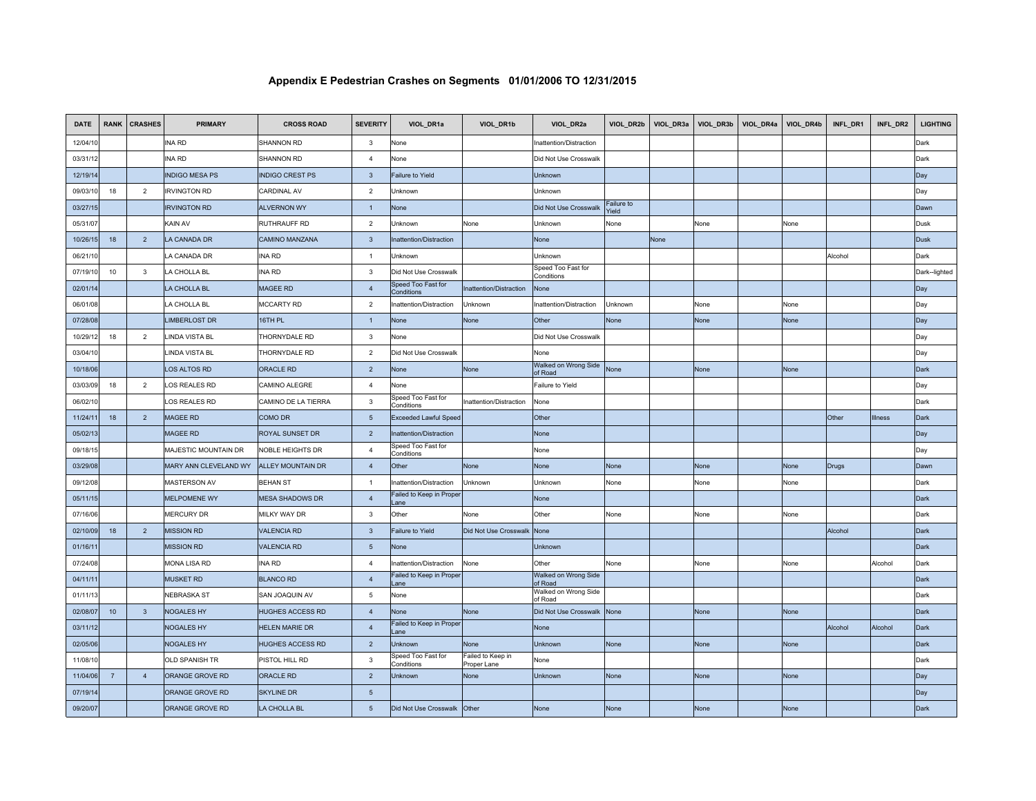# Appendix E Pedestrian Crashes on Segments 01/01/2006 TO 12/31/2015

| DATE | RANK | CRASHES | PRIMARY | CROSS ROAD | SEVERITY | VIOL_DR1a | VIOL_DR1b | VIOL_DR2a | VIOL_DR2b | VIOL_DR3a | VIOL_DR3b | VIOL_DR4a | VIOL_DR4b | INFL_DR1 | INFL_DR2 | LIGHTING |
|---|---|---|---|---|---|---|---|---|---|---|---|---|---|---|---|---|
| 12/04/10 | | | INA RD | SHANNON RD | 3 | None | | Inattention/Distraction | | | | | | | | Dark |
| 03/31/12 | | | INA RD | SHANNON RD | 4 | None | | Did Not Use Crosswalk | | | | | | | | Dark |
| 12/19/14 | | | INDIGO MESA PS | INDIGO CREST PS | 3 | Failure to Yield | | Unknown | | | | | | | | Day |
| 09/03/10 | 18 | 2 | IRVINGTON RD | CARDINAL AV | 2 | Unknown | | Unknown | | | | | | | | Day |
| 03/27/15 | | | IRVINGTON RD | ALVERNON WY | 1 | None | | Did Not Use Crosswalk | Failure to Yield | | | | | | | Dawn |
| 05/31/07 | | | KAIN AV | RUTHRAUFF RD | 2 | Unknown | None | Unknown | None | | None | | None | | | Dusk |
| 10/26/15 | 18 | 2 | LA CANADA DR | CAMINO MANZANA | 3 | Inattention/Distraction | | None | | None | | | | | | Dusk |
| 06/21/10 | | | LA CANADA DR | INA RD | 1 | Unknown | | Unknown | | | | | | Alcohol | | Dark |
| 07/19/10 | 10 | 3 | LA CHOLLA BL | INA RD | 3 | Did Not Use Crosswalk | | Speed Too Fast for Conditions | | | | | | | | Dark--lighted |
| 02/01/14 | | | LA CHOLLA BL | MAGEE RD | 4 | Speed Too Fast for Conditions | Inattention/Distraction | None | | | | | | | | Day |
| 06/01/08 | | | LA CHOLLA BL | MCCARTY RD | 2 | Inattention/Distraction | Unknown | Inattention/Distraction | Unknown | | None | | None | | | Day |
| 07/28/08 | | | LIMBERLOST DR | 16TH PL | 1 | None | None | Other | None | | None | | None | | | Day |
| 10/29/12 | 18 | 2 | LINDA VISTA BL | THORNYDALE RD | 3 | None | | Did Not Use Crosswalk | | | | | | | | Day |
| 03/04/10 | | | LINDA VISTA BL | THORNYDALE RD | 2 | Did Not Use Crosswalk | | None | | | | | | | | Day |
| 10/18/06 | | | LOS ALTOS RD | ORACLE RD | 2 | None | None | Walked on Wrong Side of Road | None | | None | | None | | | Dark |
| 03/03/09 | 18 | 2 | LOS REALES RD | CAMINO ALEGRE | 4 | None | | Failure to Yield | | | | | | | | Day |
| 06/02/10 | | | LOS REALES RD | CAMINO DE LA TIERRA | 3 | Speed Too Fast for Conditions | Inattention/Distraction | None | | | | | | | | Dark |
| 11/24/11 | 18 | 2 | MAGEE RD | COMO DR | 5 | Exceeded Lawful Speed | | Other | | | | | | Other | Illness | Dark |
| 05/02/13 | | | MAGEE RD | ROYAL SUNSET DR | 2 | Inattention/Distraction | | None | | | | | | | | Day |
| 09/18/15 | | | MAJESTIC MOUNTAIN DR | NOBLE HEIGHTS DR | 4 | Speed Too Fast for Conditions | | None | | | | | | | | Day |
| 03/29/08 | | | MARY ANN CLEVELAND WY | ALLEY MOUNTAIN DR | 4 | Other | None | None | None | | None | | None | Drugs | | Dawn |
| 09/12/08 | | | MASTERSON AV | BEHAN ST | 1 | Inattention/Distraction | Unknown | Unknown | None | | None | | None | | | Dark |
| 05/11/15 | | | MELPOMENE WY | MESA SHADOWS DR | 4 | Failed to Keep in Proper Lane | | None | | | | | | | | Dark |
| 07/16/06 | | | MERCURY DR | MILKY WAY DR | 3 | Other | None | Other | None | | None | | None | | | Dark |
| 02/10/09 | 18 | 2 | MISSION RD | VALENCIA RD | 3 | Failure to Yield | Did Not Use Crosswalk | None | | | | | | Alcohol | | Dark |
| 01/16/11 | | | MISSION RD | VALENCIA RD | 5 | None | | Unknown | | | | | | | | Dark |
| 07/24/08 | | | MONA LISA RD | INA RD | 4 | Inattention/Distraction | None | Other | None | | None | | None | | Alcohol | Dark |
| 04/11/11 | | | MUSKET RD | BLANCO RD | 4 | Failed to Keep in Proper Lane | | Walked on Wrong Side of Road | | | | | | | | Dark |
| 01/11/13 | | | NEBRASKA ST | SAN JOAQUIN AV | 5 | None | | Walked on Wrong Side of Road | | | | | | | | Dark |
| 02/08/07 | 10 | 3 | NOGALES HY | HUGHES ACCESS RD | 4 | None | None | Did Not Use Crosswalk | None | | None | | None | | | Dark |
| 03/11/12 | | | NOGALES HY | HELEN MARIE DR | 4 | Failed to Keep in Proper Lane | | None | | | | | | Alcohol | Alcohol | Dark |
| 02/05/06 | | | NOGALES HY | HUGHES ACCESS RD | 2 | Unknown | None | Unknown | None | | None | | None | | | Dark |
| 11/08/10 | | | OLD SPANISH TR | PISTOL HILL RD | 3 | Speed Too Fast for Conditions | Failed to Keep in Proper Lane | None | | | | | | | | Dark |
| 11/04/06 | 7 | 4 | ORANGE GROVE RD | ORACLE RD | 2 | Unknown | None | Unknown | None | | None | | None | | | Day |
| 07/19/14 | | | ORANGE GROVE RD | SKYLINE DR | 5 | | | | | | | | | | | Day |
| 09/20/07 | | | ORANGE GROVE RD | LA CHOLLA BL | 5 | Did Not Use Crosswalk | Other | None | None | | None | | None | | | Dark |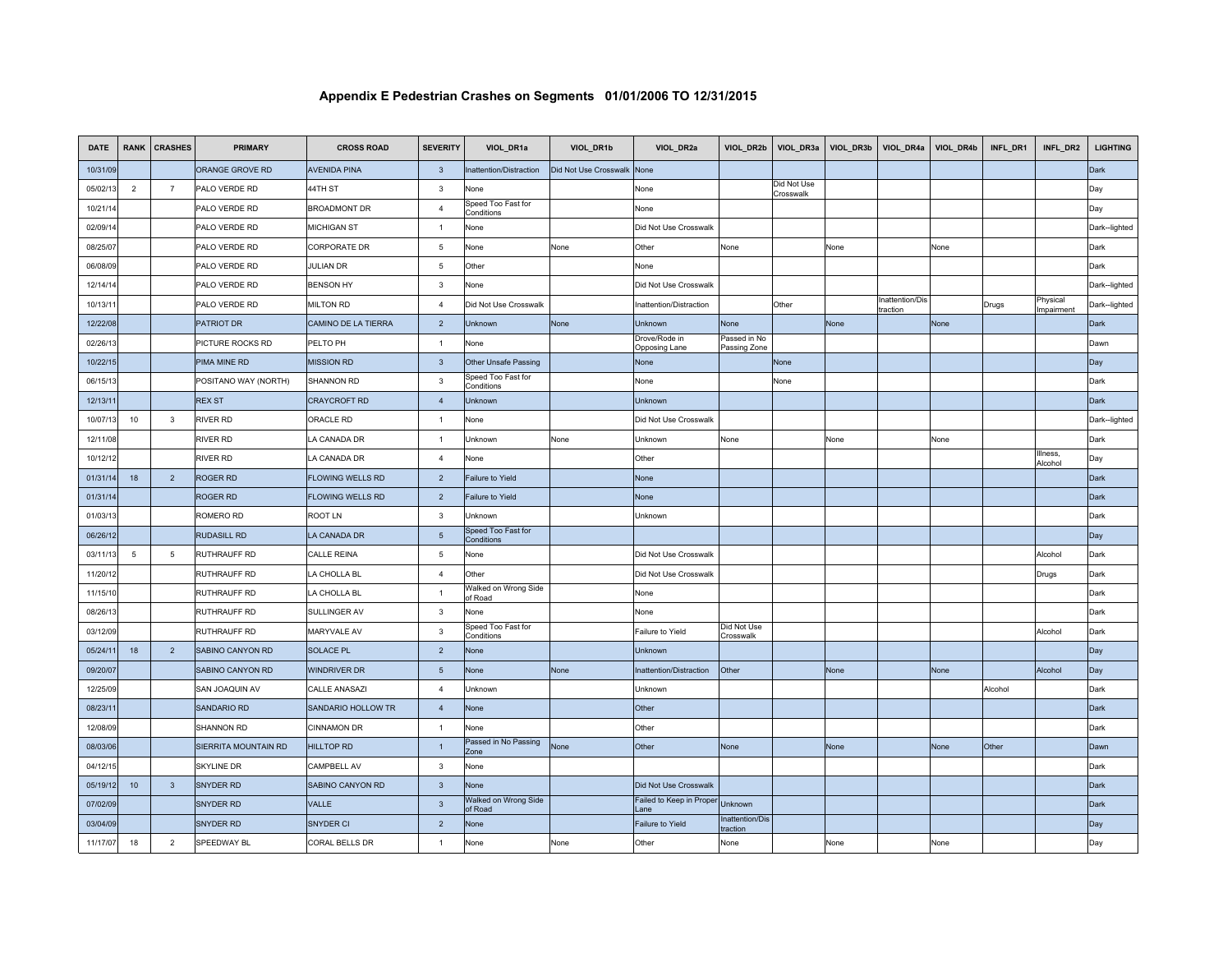# Appendix E Pedestrian Crashes on Segments 01/01/2006 TO 12/31/2015

| DATE | RANK | CRASHES | PRIMARY | CROSS ROAD | SEVERITY | VIOL_DR1a | VIOL_DR1b | VIOL_DR2a | VIOL_DR2b | VIOL_DR3a | VIOL_DR3b | VIOL_DR4a | VIOL_DR4b | INFL_DR1 | INFL_DR2 | LIGHTING |
|---|---|---|---|---|---|---|---|---|---|---|---|---|---|---|---|---|
| 10/31/09 | | | ORANGE GROVE RD | AVENIDA PINA | 3 | Inattention/Distraction | Did Not Use Crosswalk | None | | | | | | | | Dark |
| 05/02/13 | 2 | 7 | PALO VERDE RD | 44TH ST | 3 | None | | None | | Did Not Use Crosswalk | | | | | | Day |
| 10/21/14 | | | PALO VERDE RD | BROADMONT DR | 4 | Speed Too Fast for Conditions | | None | | | | | | | | Day |
| 02/09/14 | | | PALO VERDE RD | MICHIGAN ST | 1 | None | | Did Not Use Crosswalk | | | | | | | | Dark--lighted |
| 08/25/07 | | | PALO VERDE RD | CORPORATE DR | 5 | None | None | Other | None | | None | | None | | | Dark |
| 06/08/09 | | | PALO VERDE RD | JULIAN DR | 5 | Other | | None | | | | | | | | Dark |
| 12/14/14 | | | PALO VERDE RD | BENSON HY | 3 | None | | Did Not Use Crosswalk | | | | | | | | Dark--lighted |
| 10/13/11 | | | PALO VERDE RD | MILTON RD | 4 | Did Not Use Crosswalk | | Inattention/Distraction | | Other | | Inattention/Distraction | | Drugs | Physical Impairment | Dark--lighted |
| 12/22/08 | | | PATRIOT DR | CAMINO DE LA TIERRA | 2 | Unknown | None | Unknown | None | | None | | None | | | Dark |
| 02/26/13 | | | PICTURE ROCKS RD | PELTO PH | 1 | None | | Drove/Rode in Opposing Lane | Passed in No Passing Zone | | | | | | | Dawn |
| 10/22/15 | | | PIMA MINE RD | MISSION RD | 3 | Other Unsafe Passing | | None | | None | | | | | | Day |
| 06/15/13 | | | POSITANO WAY (NORTH) | SHANNON RD | 3 | Speed Too Fast for Conditions | | None | | None | | | | | | Dark |
| 12/13/11 | | | REX ST | CRAYCROFT RD | 4 | Unknown | | Unknown | | | | | | | | Dark |
| 10/07/13 | 10 | 3 | RIVER RD | ORACLE RD | 1 | None | | Did Not Use Crosswalk | | | | | | | | Dark--lighted |
| 12/11/08 | | | RIVER RD | LA CANADA DR | 1 | Unknown | None | Unknown | None | | None | | None | | | Dark |
| 10/12/12 | | | RIVER RD | LA CANADA DR | 4 | None | | Other | | | | | | | Illness, Alcohol | Day |
| 01/31/14 | 18 | 2 | ROGER RD | FLOWING WELLS RD | 2 | Failure to Yield | | None | | | | | | | | Dark |
| 01/31/14 | | | ROGER RD | FLOWING WELLS RD | 2 | Failure to Yield | | None | | | | | | | | Dark |
| 01/03/13 | | | ROMERO RD | ROOT LN | 3 | Unknown | | Unknown | | | | | | | | Dark |
| 06/26/12 | | | RUDASILL RD | LA CANADA DR | 5 | Speed Too Fast for Conditions | | | | | | | | | | Day |
| 03/11/13 | 5 | 5 | RUTHRAUFF RD | CALLE REINA | 5 | None | | Did Not Use Crosswalk | | | | | | | Alcohol | Dark |
| 11/20/12 | | | RUTHRAUFF RD | LA CHOLLA BL | 4 | Other | | Did Not Use Crosswalk | | | | | | | Drugs | Dark |
| 11/15/10 | | | RUTHRAUFF RD | LA CHOLLA BL | 1 | Walked on Wrong Side of Road | | None | | | | | | | | Dark |
| 08/26/13 | | | RUTHRAUFF RD | SULLINGER AV | 3 | None | | None | | | | | | | | Dark |
| 03/12/09 | | | RUTHRAUFF RD | MARYVALE AV | 3 | Speed Too Fast for Conditions | | Failure to Yield | Did Not Use Crosswalk | | | | | | Alcohol | Dark |
| 05/24/11 | 18 | 2 | SABINO CANYON RD | SOLACE PL | 2 | None | | Unknown | | | | | | | | Day |
| 09/20/07 | | | SABINO CANYON RD | WINDRIVER DR | 5 | None | None | Inattention/Distraction | Other | | None | | None | | Alcohol | Day |
| 12/25/09 | | | SAN JOAQUIN AV | CALLE ANASAZI | 4 | Unknown | | Unknown | | | | | | Alcohol | | Dark |
| 08/23/11 | | | SANDARIO RD | SANDARIO HOLLOW TR | 4 | None | | Other | | | | | | | | Dark |
| 12/08/09 | | | SHANNON RD | CINNAMON DR | 1 | None | | Other | | | | | | | | Dark |
| 08/03/06 | | | SIERRITA MOUNTAIN RD | HILLTOP RD | 1 | Passed in No Passing Zone | None | Other | None | | None | | None | Other | | Dawn |
| 04/12/15 | | | SKYLINE DR | CAMPBELL AV | 3 | None | | | | | | | | | | Dark |
| 05/19/12 | 10 | 3 | SNYDER RD | SABINO CANYON RD | 3 | None | | Did Not Use Crosswalk | | | | | | | | Dark |
| 07/02/09 | | | SNYDER RD | VALLE | 3 | Walked on Wrong Side of Road | | Failed to Keep in Proper Lane | Unknown | | | | | | | Dark |
| 03/04/09 | | | SNYDER RD | SNYDER CI | 2 | None | | Failure to Yield | Inattention/Distraction | | | | | | | Day |
| 11/17/07 | 18 | 2 | SPEEDWAY BL | CORAL BELLS DR | 1 | None | None | Other | None | | None | | None | | | Day |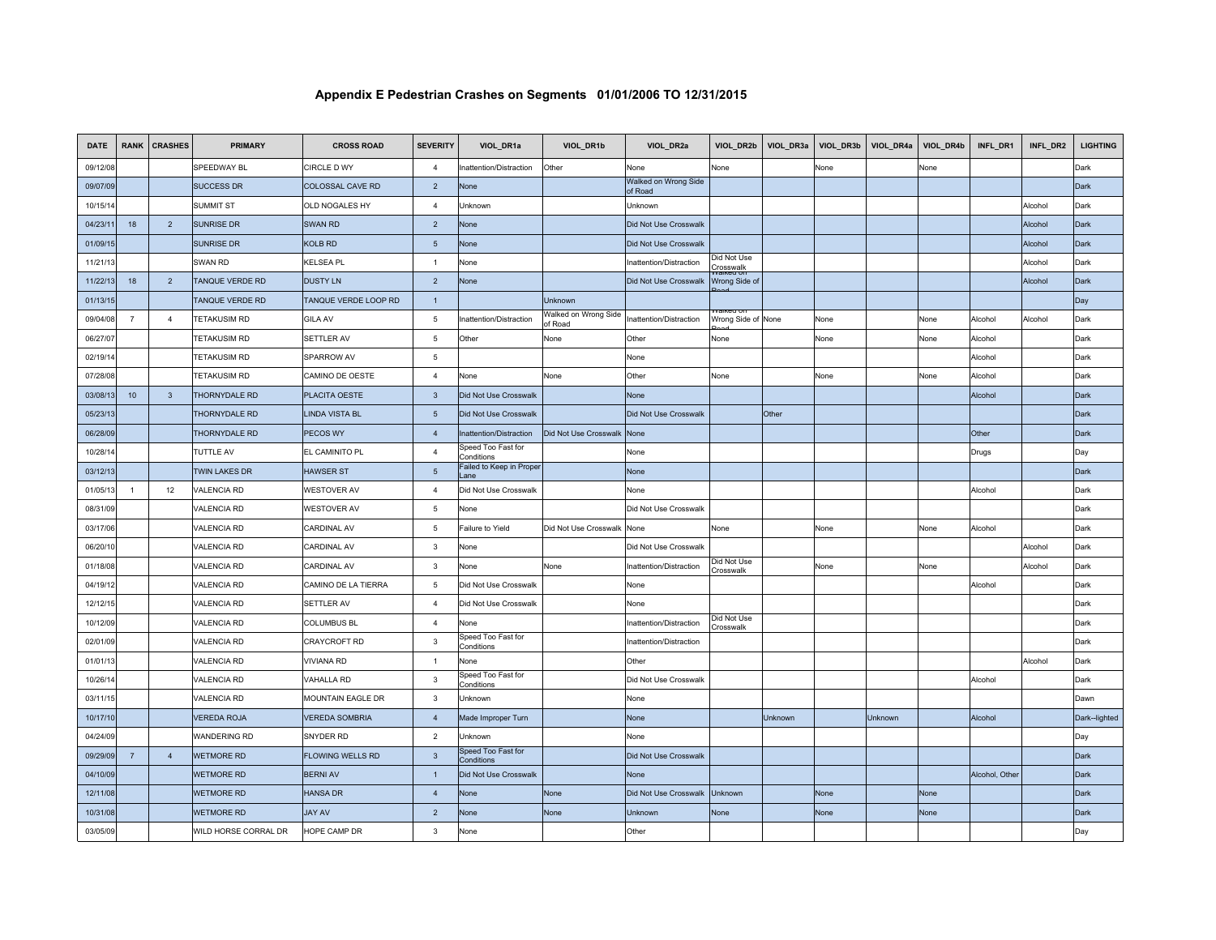## Appendix E Pedestrian Crashes on Segments 01/01/2006 TO 12/31/2015

| DATE | RANK | CRASHES | PRIMARY | CROSS ROAD | SEVERITY | VIOL_DR1a | VIOL_DR1b | VIOL_DR2a | VIOL_DR2b | VIOL_DR3a | VIOL_DR3b | VIOL_DR4a | VIOL_DR4b | INFL_DR1 | INFL_DR2 | LIGHTING |
|---|---|---|---|---|---|---|---|---|---|---|---|---|---|---|---|---|
| 09/12/08 | | | SPEEDWAY BL | CIRCLE D WY | 4 | Inattention/Distraction | Other | None | None | | None | | None | | | Dark |
| 09/07/09 | | | SUCCESS DR | COLOSSAL CAVE RD | 2 | None | | Walked on Wrong Side of Road | | | | | | | | Dark |
| 10/15/14 | | | SUMMIT ST | OLD NOGALES HY | 4 | Unknown | | Unknown | | | | | | | Alcohol | Dark |
| 04/23/11 | 18 | 2 | SUNRISE DR | SWAN RD | 2 | None | | Did Not Use Crosswalk | | | | | | | Alcohol | Dark |
| 01/09/15 | | | SUNRISE DR | KOLB RD | 5 | None | | Did Not Use Crosswalk | | | | | | | Alcohol | Dark |
| 11/21/13 | | | SWAN RD | KELSEA PL | 1 | None | | Inattention/Distraction | Did Not Use Crosswalk | | | | | | Alcohol | Dark |
| 11/22/13 | 18 | 2 | TANQUE VERDE RD | DUSTY LN | 2 | None | | Did Not Use Crosswalk | Walked on Wrong Side of Road | | | | | | Alcohol | Dark |
| 01/13/15 | | | TANQUE VERDE RD | TANQUE VERDE LOOP RD | 1 | | Unknown | | | | | | | | | Day |
| 09/04/08 | 7 | 4 | TETAKUSIM RD | GILA AV | 5 | Inattention/Distraction | Walked on Wrong Side of Road | Inattention/Distraction | Walked on Wrong Side of Road | None | None | | None | Alcohol | Alcohol | Dark |
| 06/27/07 | | | TETAKUSIM RD | SETTLER AV | 5 | Other | None | Other | None | | None | | None | Alcohol | | Dark |
| 02/19/14 | | | TETAKUSIM RD | SPARROW AV | 5 | | | None | | | | | | Alcohol | | Dark |
| 07/28/08 | | | TETAKUSIM RD | CAMINO DE OESTE | 4 | None | None | Other | None | | None | | None | Alcohol | | Dark |
| 03/08/13 | 10 | 3 | THORNYDALE RD | PLACITA OESTE | 3 | Did Not Use Crosswalk | | None | | | | | | Alcohol | | Dark |
| 05/23/13 | | | THORNYDALE RD | LINDA VISTA BL | 5 | Did Not Use Crosswalk | | Did Not Use Crosswalk | | Other | | | | | | Dark |
| 06/28/09 | | | THORNYDALE RD | PECOS WY | 4 | Inattention/Distraction | Did Not Use Crosswalk | None | | | | | | Other | | Dark |
| 10/28/14 | | | TUTTLE AV | EL CAMINITO PL | 4 | Speed Too Fast for Conditions | | None | | | | | | Drugs | | Day |
| 03/12/13 | | | TWIN LAKES DR | HAWSER ST | 5 | Failed to Keep in Proper Lane | | None | | | | | | | | Dark |
| 01/05/13 | 1 | 12 | VALENCIA RD | WESTOVER AV | 4 | Did Not Use Crosswalk | | None | | | | | | Alcohol | | Dark |
| 08/31/09 | | | VALENCIA RD | WESTOVER AV | 5 | None | | Did Not Use Crosswalk | | | | | | | | Dark |
| 03/17/06 | | | VALENCIA RD | CARDINAL AV | 5 | Failure to Yield | Did Not Use Crosswalk | None | None | | None | | None | Alcohol | | Dark |
| 06/20/10 | | | VALENCIA RD | CARDINAL AV | 3 | None | | Did Not Use Crosswalk | | | | | | | Alcohol | Dark |
| 01/18/08 | | | VALENCIA RD | CARDINAL AV | 3 | None | None | Inattention/Distraction | Did Not Use Crosswalk | | None | | None | | Alcohol | Dark |
| 04/19/12 | | | VALENCIA RD | CAMINO DE LA TIERRA | 5 | Did Not Use Crosswalk | | None | | | | | | Alcohol | | Dark |
| 12/12/15 | | | VALENCIA RD | SETTLER AV | 4 | Did Not Use Crosswalk | | None | | | | | | | | Dark |
| 10/12/09 | | | VALENCIA RD | COLUMBUS BL | 4 | None | | Inattention/Distraction | Did Not Use Crosswalk | | | | | | | Dark |
| 02/01/09 | | | VALENCIA RD | CRAYCROFT RD | 3 | Speed Too Fast for Conditions | | Inattention/Distraction | | | | | | | | Dark |
| 01/01/13 | | | VALENCIA RD | VIVIANA RD | 1 | None | | Other | | | | | | | Alcohol | Dark |
| 10/26/14 | | | VALENCIA RD | VAHALLA RD | 3 | Speed Too Fast for Conditions | | Did Not Use Crosswalk | | | | | | Alcohol | | Dark |
| 03/11/15 | | | VALENCIA RD | MOUNTAIN EAGLE DR | 3 | Unknown | | None | | | | | | | | Dawn |
| 10/17/10 | | | VEREDA ROJA | VEREDA SOMBRIA | 4 | Made Improper Turn | | None | | Unknown | | Unknown | | Alcohol | | Dark--lighted |
| 04/24/09 | | | WANDERING RD | SNYDER RD | 2 | Unknown | | None | | | | | | | | Day |
| 09/29/09 | 7 | 4 | WETMORE RD | FLOWING WELLS RD | 3 | Speed Too Fast for Conditions | | Did Not Use Crosswalk | | | | | | | | Dark |
| 04/10/09 | | | WETMORE RD | BERNI AV | 1 | Did Not Use Crosswalk | | None | | | | | | Alcohol, Other | | Dark |
| 12/11/08 | | | WETMORE RD | HANSA DR | 4 | None | None | Did Not Use Crosswalk | Unknown | | None | | None | | | Dark |
| 10/31/08 | | | WETMORE RD | JAY AV | 2 | None | None | Unknown | None | | None | | None | | | Dark |
| 03/05/09 | | | WILD HORSE CORRAL DR | HOPE CAMP DR | 3 | None | | Other | | | | | | | | Day |